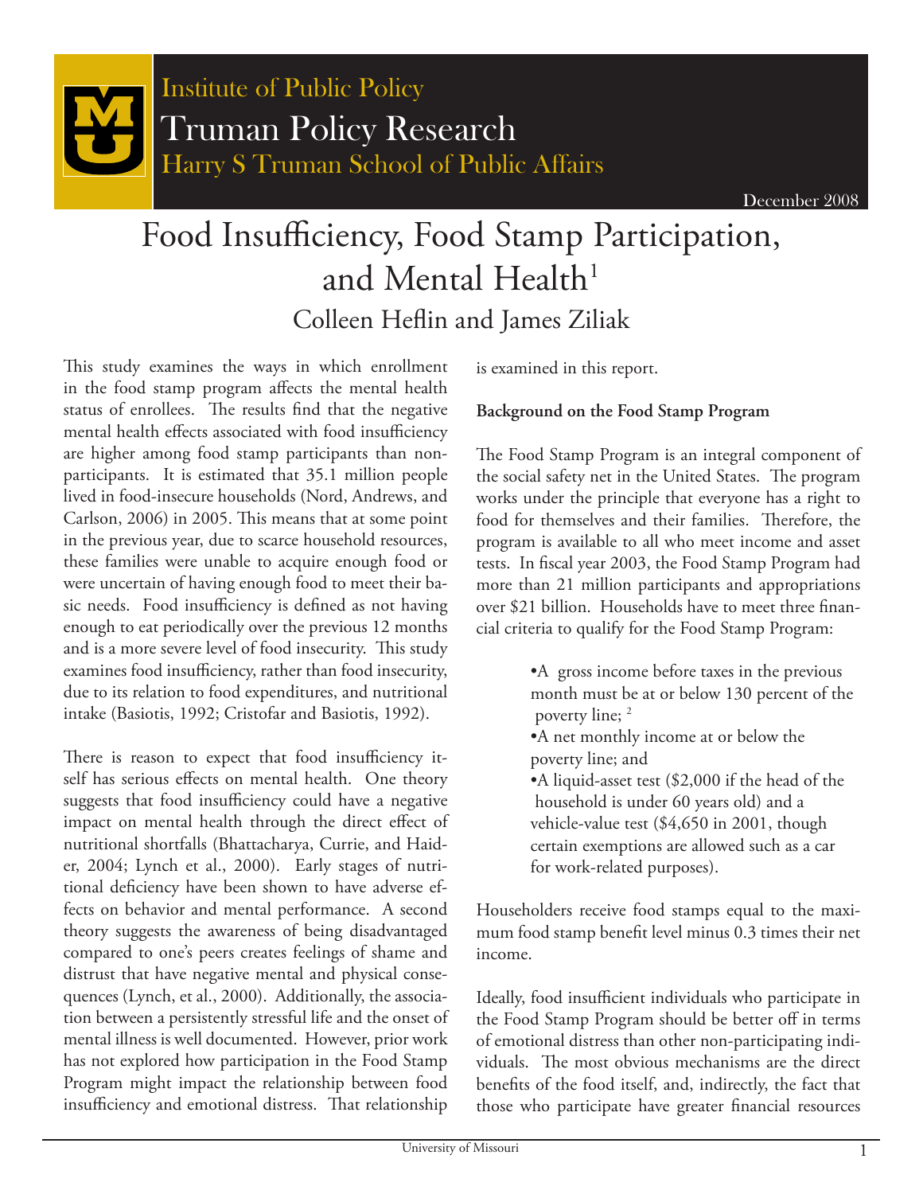Institute of Public Policy

Truman Policy Research

Harry S Truman School of Public Affairs

December 2008

# Food Insufficiency, Food Stamp Participation, and Mental Health[1]

Colleen Heflin and James Ziliak

This study examines the ways in which enrollment in the food stamp program affects the mental health status of enrollees. The results find that the negative mental health effects associated with food insufficiency are higher among food stamp participants than non-participants. It is estimated that 35.1 million people lived in food-insecure households (Nord, Andrews, and Carlson, 2006) in 2005. This means that at some point in the previous year, due to scarce household resources, these families were unable to acquire enough food or were uncertain of having enough food to meet their basic needs. Food insufficiency is defined as not having enough to eat periodically over the previous 12 months and is a more severe level of food insecurity. This study examines food insufficiency, rather than food insecurity, due to its relation to food expenditures, and nutritional intake (Basiotis, 1992; Cristofar and Basiotis, 1992).

There is reason to expect that food insufficiency itself has serious effects on mental health. One theory suggests that food insufficiency could have a negative impact on mental health through the direct effect of nutritional shortfalls (Bhattacharya, Currie, and Haider, 2004; Lynch et al., 2000). Early stages of nutritional deficiency have been shown to have adverse effects on behavior and mental performance. A second theory suggests the awareness of being disadvantaged compared to one's peers creates feelings of shame and distrust that have negative mental and physical consequences (Lynch, et al., 2000). Additionally, the association between a persistently stressful life and the onset of mental illness is well documented. However, prior work has not explored how participation in the Food Stamp Program might impact the relationship between food insufficiency and emotional distress. That relationship is examined in this report.

**Background on the Food Stamp Program**

The Food Stamp Program is an integral component of the social safety net in the United States. The program works under the principle that everyone has a right to food for themselves and their families. Therefore, the program is available to all who meet income and asset tests. In fiscal year 2003, the Food Stamp Program had more than 21 million participants and appropriations over $21 billion. Households have to meet three financial criteria to qualify for the Food Stamp Program:

- A gross income before taxes in the previous month must be at or below 130 percent of the poverty line; [2]
- A net monthly income at or below the poverty line; and
- A liquid-asset test ($2,000 if the head of the household is under 60 years old) and a vehicle-value test ($4,650 in 2001, though certain exemptions are allowed such as a car for work-related purposes).

Householders receive food stamps equal to the maximum food stamp benefit level minus 0.3 times their net income.

Ideally, food insufficient individuals who participate in the Food Stamp Program should be better off in terms of emotional distress than other non-participating individuals. The most obvious mechanisms are the direct benefits of the food itself, and, indirectly, the fact that those who participate have greater financial resources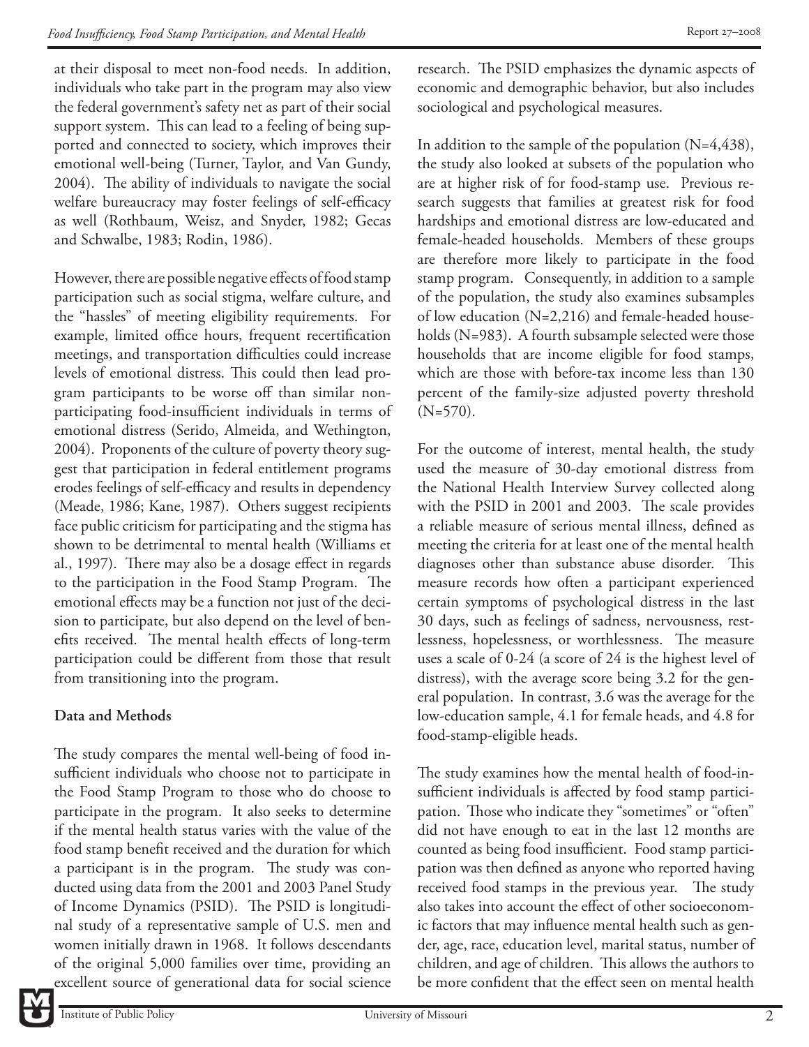at their disposal to meet non-food needs. In addition, individuals who take part in the program may also view the federal government's safety net as part of their social support system. This can lead to a feeling of being supported and connected to society, which improves their emotional well-being (Turner, Taylor, and Van Gundy, 2004). The ability of individuals to navigate the social welfare bureaucracy may foster feelings of self-efficacy as well (Rothbaum, Weisz, and Snyder, 1982; Gecas and Schwalbe, 1983; Rodin, 1986).

However, there are possible negative effects of food stamp participation such as social stigma, welfare culture, and the "hassles" of meeting eligibility requirements. For example, limited office hours, frequent recertification meetings, and transportation difficulties could increase levels of emotional distress. This could then lead program participants to be worse off than similar non-participating food-insufficient individuals in terms of emotional distress (Serido, Almeida, and Wethington, 2004). Proponents of the culture of poverty theory suggest that participation in federal entitlement programs erodes feelings of self-efficacy and results in dependency (Meade, 1986; Kane, 1987). Others suggest recipients face public criticism for participating and the stigma has shown to be detrimental to mental health (Williams et al., 1997). There may also be a dosage effect in regards to the participation in the Food Stamp Program. The emotional effects may be a function not just of the decision to participate, but also depend on the level of benefits received. The mental health effects of long-term participation could be different from those that result from transitioning into the program.

**Data and Methods**

The study compares the mental well-being of food insufficient individuals who choose not to participate in the Food Stamp Program to those who do choose to participate in the program. It also seeks to determine if the mental health status varies with the value of the food stamp benefit received and the duration for which a participant is in the program. The study was conducted using data from the 2001 and 2003 Panel Study of Income Dynamics (PSID). The PSID is longitudinal study of a representative sample of U.S. men and women initially drawn in 1968. It follows descendants of the original 5,000 families over time, providing an excellent source of generational data for social science research. The PSID emphasizes the dynamic aspects of economic and demographic behavior, but also includes sociological and psychological measures.

In addition to the sample of the population (N=4,438), the study also looked at subsets of the population who are at higher risk of for food-stamp use. Previous research suggests that families at greatest risk for food hardships and emotional distress are low-educated and female-headed households. Members of these groups are therefore more likely to participate in the food stamp program. Consequently, in addition to a sample of the population, the study also examines subsamples of low education (N=2,216) and female-headed households (N=983). A fourth subsample selected were those households that are income eligible for food stamps, which are those with before-tax income less than 130 percent of the family-size adjusted poverty threshold (N=570).

For the outcome of interest, mental health, the study used the measure of 30-day emotional distress from the National Health Interview Survey collected along with the PSID in 2001 and 2003. The scale provides a reliable measure of serious mental illness, defined as meeting the criteria for at least one of the mental health diagnoses other than substance abuse disorder. This measure records how often a participant experienced certain symptoms of psychological distress in the last 30 days, such as feelings of sadness, nervousness, restlessness, hopelessness, or worthlessness. The measure uses a scale of 0-24 (a score of 24 is the highest level of distress), with the average score being 3.2 for the general population. In contrast, 3.6 was the average for the low-education sample, 4.1 for female heads, and 4.8 for food-stamp-eligible heads.

The study examines how the mental health of food-insufficient individuals is affected by food stamp participation. Those who indicate they "sometimes" or "often" did not have enough to eat in the last 12 months are counted as being food insufficient. Food stamp participation was then defined as anyone who reported having received food stamps in the previous year. The study also takes into account the effect of other socioeconomic factors that may influence mental health such as gender, age, race, education level, marital status, number of children, and age of children. This allows the authors to be more confident that the effect seen on mental health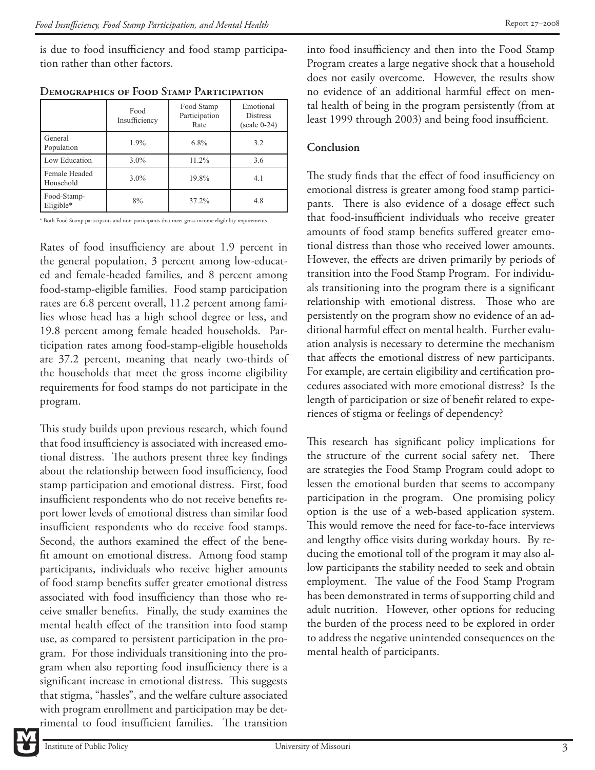is due to food insufficiency and food stamp participation rather than other factors.

### Demographics of Food Stamp Participation

| | Food Insufficiency | Food Stamp Participation Rate | Emotional Distress (scale 0-24) |
|---|---|---|---|
| General Population | 1.9% | 6.8% | 3.2 |
| Low Education | 3.0% | 11.2% | 3.6 |
| Female Headed Household | 3.0% | 19.8% | 4.1 |
| Food-Stamp-Eligible* | 8% | 37.2% | 4.8 |

\* Both Food Stamp participants and non-participants that meet gross income eligibility requirements

Rates of food insufficiency are about 1.9 percent in the general population, 3 percent among low-educated and female-headed families, and 8 percent among food-stamp-eligible families. Food stamp participation rates are 6.8 percent overall, 11.2 percent among families whose head has a high school degree or less, and 19.8 percent among female headed households. Participation rates among food-stamp-eligible households are 37.2 percent, meaning that nearly two-thirds of the households that meet the gross income eligibility requirements for food stamps do not participate in the program.

This study builds upon previous research, which found that food insufficiency is associated with increased emotional distress. The authors present three key findings about the relationship between food insufficiency, food stamp participation and emotional distress. First, food insufficient respondents who do not receive benefits report lower levels of emotional distress than similar food insufficient respondents who do receive food stamps. Second, the authors examined the effect of the benefit amount on emotional distress. Among food stamp participants, individuals who receive higher amounts of food stamp benefits suffer greater emotional distress associated with food insufficiency than those who receive smaller benefits. Finally, the study examines the mental health effect of the transition into food stamp use, as compared to persistent participation in the program. For those individuals transitioning into the program when also reporting food insufficiency there is a significant increase in emotional distress. This suggests that stigma, "hassles", and the welfare culture associated with program enrollment and participation may be detrimental to food insufficient families. The transition into food insufficiency and then into the Food Stamp Program creates a large negative shock that a household does not easily overcome. However, the results show no evidence of an additional harmful effect on mental health of being in the program persistently (from at least 1999 through 2003) and being food insufficient.

### Conclusion

The study finds that the effect of food insufficiency on emotional distress is greater among food stamp participants. There is also evidence of a dosage effect such that food-insufficient individuals who receive greater amounts of food stamp benefits suffered greater emotional distress than those who received lower amounts. However, the effects are driven primarily by periods of transition into the Food Stamp Program. For individuals transitioning into the program there is a significant relationship with emotional distress. Those who are persistently on the program show no evidence of an additional harmful effect on mental health. Further evaluation analysis is necessary to determine the mechanism that affects the emotional distress of new participants. For example, are certain eligibility and certification procedures associated with more emotional distress? Is the length of participation or size of benefit related to experiences of stigma or feelings of dependency?

This research has significant policy implications for the structure of the current social safety net. There are strategies the Food Stamp Program could adopt to lessen the emotional burden that seems to accompany participation in the program. One promising policy option is the use of a web-based application system. This would remove the need for face-to-face interviews and lengthy office visits during workday hours. By reducing the emotional toll of the program it may also allow participants the stability needed to seek and obtain employment. The value of the Food Stamp Program has been demonstrated in terms of supporting child and adult nutrition. However, other options for reducing the burden of the process need to be explored in order to address the negative unintended consequences on the mental health of participants.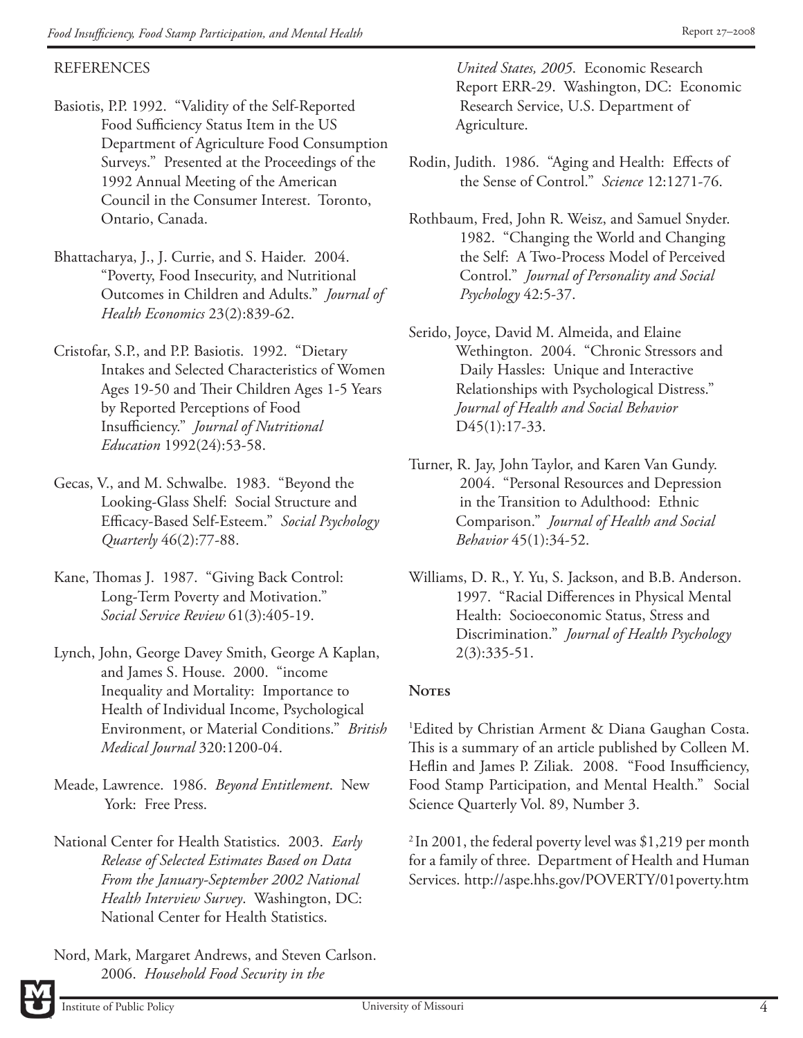## REFERENCES

Basiotis, P.P. 1992. "Validity of the Self-Reported Food Sufficiency Status Item in the US Department of Agriculture Food Consumption Surveys." Presented at the Proceedings of the 1992 Annual Meeting of the American Council in the Consumer Interest. Toronto, Ontario, Canada.

Bhattacharya, J., J. Currie, and S. Haider. 2004. "Poverty, Food Insecurity, and Nutritional Outcomes in Children and Adults." *Journal of Health Economics* 23(2):839-62.

Cristofar, S.P., and P.P. Basiotis. 1992. "Dietary Intakes and Selected Characteristics of Women Ages 19-50 and Their Children Ages 1-5 Years by Reported Perceptions of Food Insufficiency." *Journal of Nutritional Education* 1992(24):53-58.

Gecas, V., and M. Schwalbe. 1983. "Beyond the Looking-Glass Shelf: Social Structure and Efficacy-Based Self-Esteem." *Social Psychology Quarterly* 46(2):77-88.

Kane, Thomas J. 1987. "Giving Back Control: Long-Term Poverty and Motivation." *Social Service Review* 61(3):405-19.

Lynch, John, George Davey Smith, George A Kaplan, and James S. House. 2000. "income Inequality and Mortality: Importance to Health of Individual Income, Psychological Environment, or Material Conditions." *British Medical Journal* 320:1200-04.

Meade, Lawrence. 1986. *Beyond Entitlement*. New York: Free Press.

National Center for Health Statistics. 2003. *Early Release of Selected Estimates Based on Data From the January-September 2002 National Health Interview Survey*. Washington, DC: National Center for Health Statistics.

Nord, Mark, Margaret Andrews, and Steven Carlson. 2006. *Household Food Security in the United States, 2005*. Economic Research Report ERR-29. Washington, DC: Economic Research Service, U.S. Department of Agriculture.

Rodin, Judith. 1986. "Aging and Health: Effects of the Sense of Control." *Science* 12:1271-76.

Rothbaum, Fred, John R. Weisz, and Samuel Snyder. 1982. "Changing the World and Changing the Self: A Two-Process Model of Perceived Control." *Journal of Personality and Social Psychology* 42:5-37.

Serido, Joyce, David M. Almeida, and Elaine Wethington. 2004. "Chronic Stressors and Daily Hassles: Unique and Interactive Relationships with Psychological Distress." *Journal of Health and Social Behavior* D45(1):17-33.

Turner, R. Jay, John Taylor, and Karen Van Gundy. 2004. "Personal Resources and Depression in the Transition to Adulthood: Ethnic Comparison." *Journal of Health and Social Behavior* 45(1):34-52.

Williams, D. R., Y. Yu, S. Jackson, and B.B. Anderson. 1997. "Racial Differences in Physical Mental Health: Socioeconomic Status, Stress and Discrimination." *Journal of Health Psychology* 2(3):335-51.

## Notes

[1]Edited by Christian Arment & Diana Gaughan Costa. This is a summary of an article published by Colleen M. Heflin and James P. Ziliak. 2008. "Food Insufficiency, Food Stamp Participation, and Mental Health." Social Science Quarterly Vol. 89, Number 3.

[2] In 2001, the federal poverty level was $1,219 per month for a family of three. Department of Health and Human Services. http://aspe.hhs.gov/POVERTY/01poverty.htm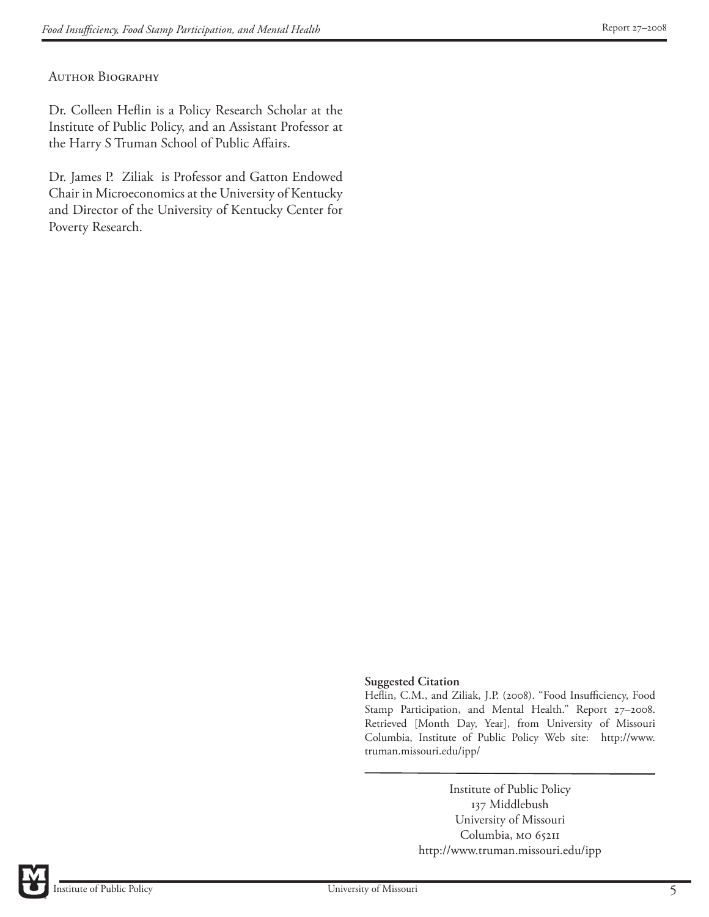## Author Biography

Dr. Colleen Heflin is a Policy Research Scholar at the Institute of Public Policy, and an Assistant Professor at the Harry S Truman School of Public Affairs.

Dr. James P. Ziliak is Professor and Gatton Endowed Chair in Microeconomics at the University of Kentucky and Director of the University of Kentucky Center for Poverty Research.

**Suggested Citation**
Heflin, C.M., and Ziliak, J.P. (2008). "Food Insufficiency, Food Stamp Participation, and Mental Health." Report 27–2008. Retrieved [Month Day, Year], from University of Missouri Columbia, Institute of Public Policy Web site: http://www.truman.missouri.edu/ipp/

Institute of Public Policy
137 Middlebush
University of Missouri
Columbia, MO 65211
http://www.truman.missouri.edu/ipp